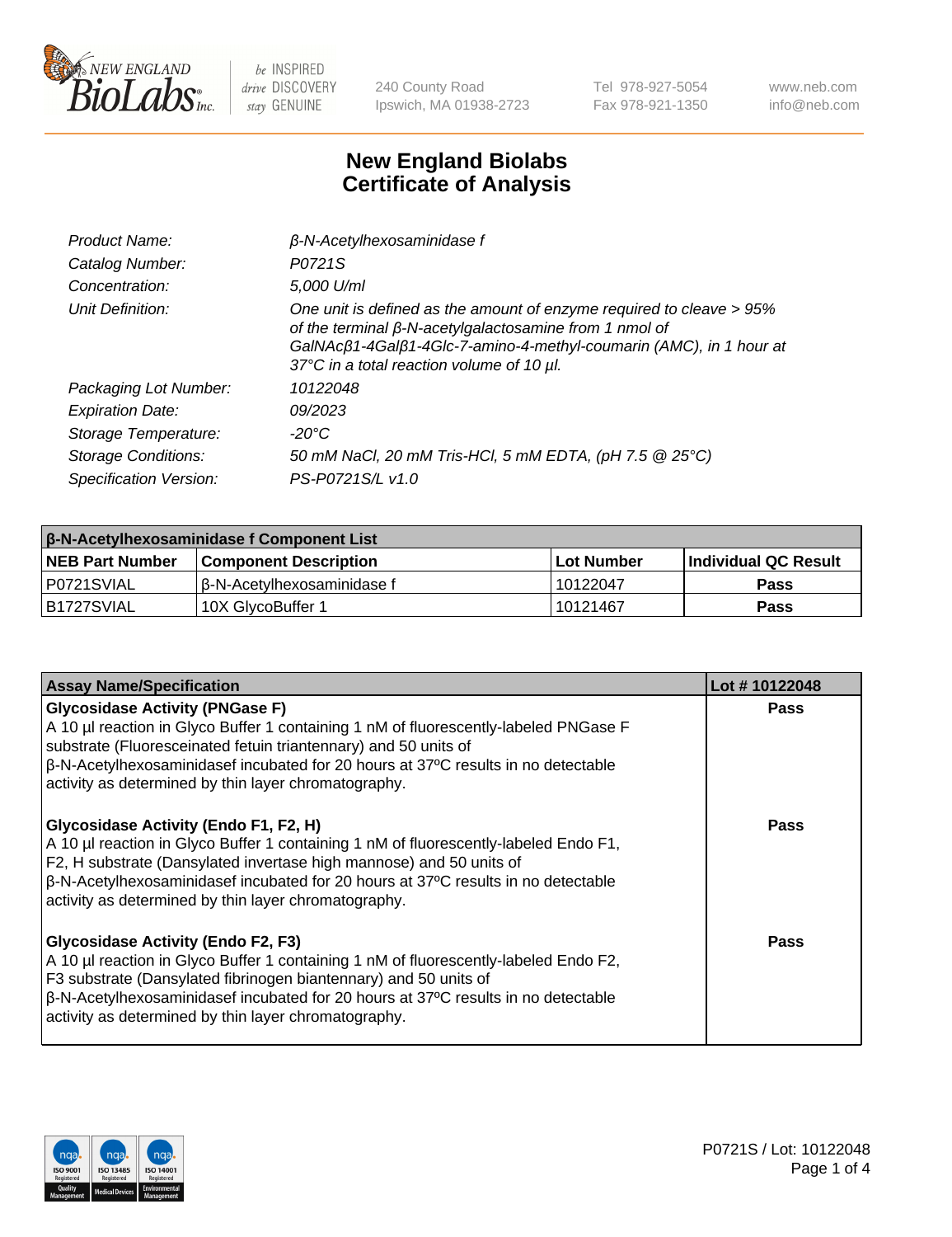NEW ENGLAND BioLabs Inc. | be INSPIRED drive DISCOVERY stay GENUINE | 240 County Road Ipswich, MA 01938-2723 | Tel 978-927-5054 Fax 978-921-1350 | www.neb.com info@neb.com

# New England Biolabs
# Certificate of Analysis

| | |
|---|---|
| *Product Name:* | *β-N-Acetylhexosaminidase f* |
| *Catalog Number:* | *P0721S* |
| *Concentration:* | *5,000 U/ml* |
| *Unit Definition:* | *One unit is defined as the amount of enzyme required to cleave > 95% of the terminal β-N-acetylgalactosamine from 1 nmol of GalNAcβ1-4Galβ1-4Glc-7-amino-4-methyl-coumarin (AMC), in 1 hour at 37°C in a total reaction volume of 10 µl.* |
| *Packaging Lot Number:* | *10122048* |
| *Expiration Date:* | *09/2023* |
| *Storage Temperature:* | *-20°C* |
| *Storage Conditions:* | *50 mM NaCl, 20 mM Tris-HCl, 5 mM EDTA, (pH 7.5 @ 25°C)* |
| *Specification Version:* | *PS-P0721S/L v1.0* |

| β-N-Acetylhexosaminidase f Component List | | | |
|---|---|---|---|
| **NEB Part Number** | **Component Description** | **Lot Number** | **Individual QC Result** |
| P0721SVIAL | β-N-Acetylhexosaminidase f | 10122047 | Pass |
| B1727SVIAL | 10X GlycoBuffer 1 | 10121467 | Pass |

| Assay Name/Specification | Lot # 10122048 |
|---|---|
| **Glycosidase Activity (PNGase F)**<br>A 10 µl reaction in Glyco Buffer 1 containing 1 nM of fluorescently-labeled PNGase F substrate (Fluoresceinated fetuin triantennary) and 50 units of β-N-Acetylhexosaminidasef incubated for 20 hours at 37ºC results in no detectable activity as determined by thin layer chromatography. | Pass |
| **Glycosidase Activity (Endo F1, F2, H)**<br>A 10 µl reaction in Glyco Buffer 1 containing 1 nM of fluorescently-labeled Endo F1, F2, H substrate (Dansylated invertase high mannose) and 50 units of β-N-Acetylhexosaminidasef incubated for 20 hours at 37ºC results in no detectable activity as determined by thin layer chromatography. | Pass |
| **Glycosidase Activity (Endo F2, F3)**<br>A 10 µl reaction in Glyco Buffer 1 containing 1 nM of fluorescently-labeled Endo F2, F3 substrate (Dansylated fibrinogen biantennary) and 50 units of β-N-Acetylhexosaminidasef incubated for 20 hours at 37ºC results in no detectable activity as determined by thin layer chromatography. | Pass |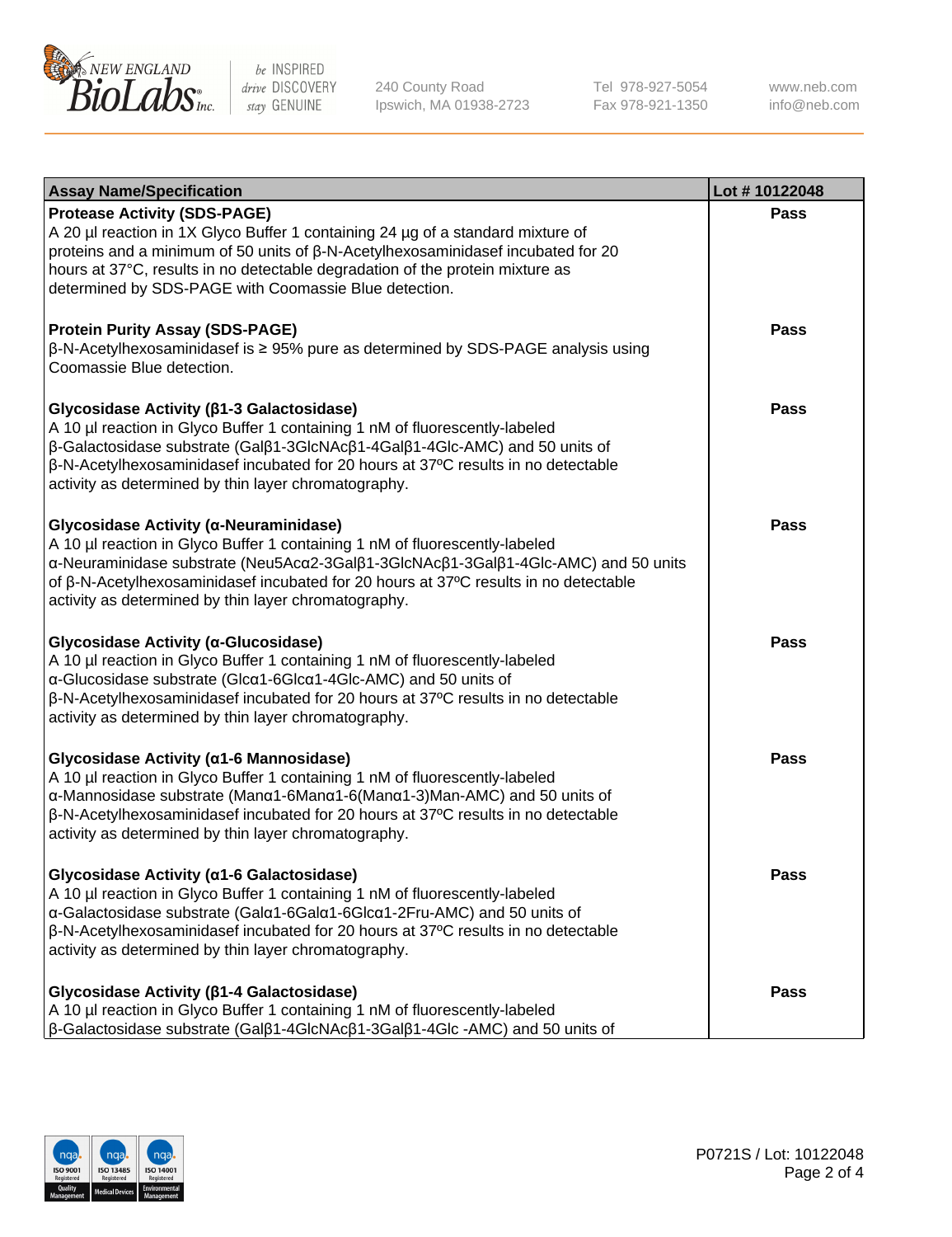| Assay Name/Specification | Lot # 10122048 |
| --- | --- |
| **Protease Activity (SDS-PAGE)**<br>A 20 µl reaction in 1X Glyco Buffer 1 containing 24 µg of a standard mixture of proteins and a minimum of 50 units of β-N-Acetylhexosaminidasef incubated for 20 hours at 37°C, results in no detectable degradation of the protein mixture as determined by SDS-PAGE with Coomassie Blue detection. | Pass |
| **Protein Purity Assay (SDS-PAGE)**<br>β-N-Acetylhexosaminidasef is ≥ 95% pure as determined by SDS-PAGE analysis using Coomassie Blue detection. | Pass |
| **Glycosidase Activity (β1-3 Galactosidase)**<br>A 10 µl reaction in Glyco Buffer 1 containing 1 nM of fluorescently-labeled β-Galactosidase substrate (Galβ1-3GlcNAcβ1-4Galβ1-4Glc-AMC) and 50 units of β-N-Acetylhexosaminidasef incubated for 20 hours at 37ºC results in no detectable activity as determined by thin layer chromatography. | Pass |
| **Glycosidase Activity (α-Neuraminidase)**<br>A 10 µl reaction in Glyco Buffer 1 containing 1 nM of fluorescently-labeled α-Neuraminidase substrate (Neu5Acα2-3Galβ1-3GlcNAcβ1-3Galβ1-4Glc-AMC) and 50 units of β-N-Acetylhexosaminidasef incubated for 20 hours at 37ºC results in no detectable activity as determined by thin layer chromatography. | Pass |
| **Glycosidase Activity (α-Glucosidase)**<br>A 10 µl reaction in Glyco Buffer 1 containing 1 nM of fluorescently-labeled α-Glucosidase substrate (Glcα1-6Glcα1-4Glc-AMC) and 50 units of β-N-Acetylhexosaminidasef incubated for 20 hours at 37ºC results in no detectable activity as determined by thin layer chromatography. | Pass |
| **Glycosidase Activity (α1-6 Mannosidase)**<br>A 10 µl reaction in Glyco Buffer 1 containing 1 nM of fluorescently-labeled α-Mannosidase substrate (Manα1-6Manα1-6(Manα1-3)Man-AMC) and 50 units of β-N-Acetylhexosaminidasef incubated for 20 hours at 37ºC results in no detectable activity as determined by thin layer chromatography. | Pass |
| **Glycosidase Activity (α1-6 Galactosidase)**<br>A 10 µl reaction in Glyco Buffer 1 containing 1 nM of fluorescently-labeled α-Galactosidase substrate (Galα1-6Galα1-6Glcα1-2Fru-AMC) and 50 units of β-N-Acetylhexosaminidasef incubated for 20 hours at 37ºC results in no detectable activity as determined by thin layer chromatography. | Pass |
| **Glycosidase Activity (β1-4 Galactosidase)**<br>A 10 µl reaction in Glyco Buffer 1 containing 1 nM of fluorescently-labeled β-Galactosidase substrate (Galβ1-4GlcNAcβ1-3Galβ1-4Glc -AMC) and 50 units of | Pass |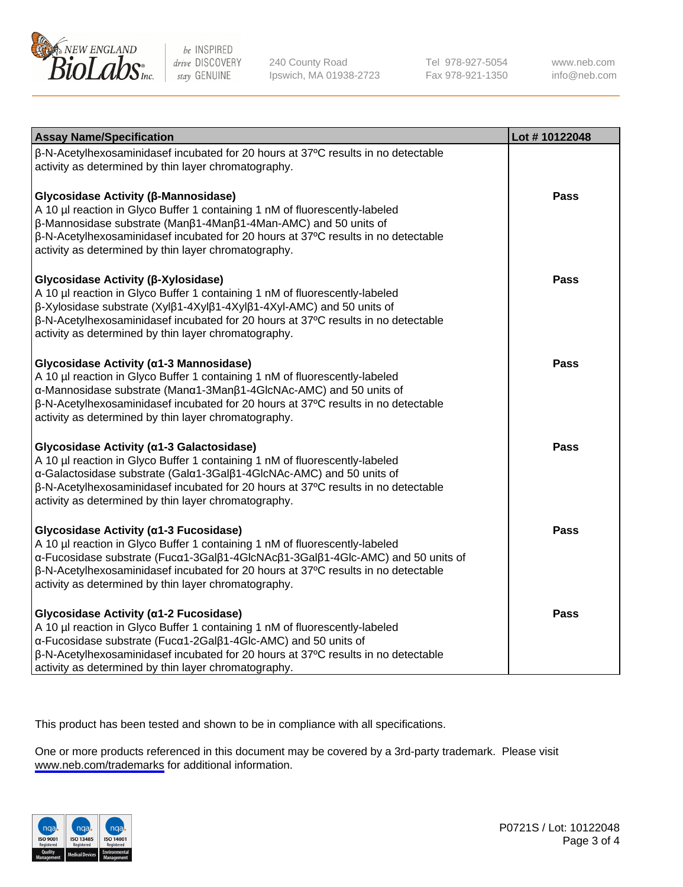| Assay Name/Specification | Lot # 10122048 |
| --- | --- |
| β-N-Acetylhexosaminidasef incubated for 20 hours at 37ºC results in no detectable activity as determined by thin layer chromatography. | |
| **Glycosidase Activity (β-Mannosidase)**<br>A 10 µl reaction in Glyco Buffer 1 containing 1 nM of fluorescently-labeled β-Mannosidase substrate (Manβ1-4Manβ1-4Man-AMC) and 50 units of β-N-Acetylhexosaminidasef incubated for 20 hours at 37ºC results in no detectable activity as determined by thin layer chromatography. | **Pass** |
| **Glycosidase Activity (β-Xylosidase)**<br>A 10 µl reaction in Glyco Buffer 1 containing 1 nM of fluorescently-labeled β-Xylosidase substrate (Xylβ1-4Xylβ1-4Xylβ1-4Xyl-AMC) and 50 units of β-N-Acetylhexosaminidasef incubated for 20 hours at 37ºC results in no detectable activity as determined by thin layer chromatography. | **Pass** |
| **Glycosidase Activity (α1-3 Mannosidase)**<br>A 10 µl reaction in Glyco Buffer 1 containing 1 nM of fluorescently-labeled α-Mannosidase substrate (Manα1-3Manβ1-4GlcNAc-AMC) and 50 units of β-N-Acetylhexosaminidasef incubated for 20 hours at 37ºC results in no detectable activity as determined by thin layer chromatography. | **Pass** |
| **Glycosidase Activity (α1-3 Galactosidase)**<br>A 10 µl reaction in Glyco Buffer 1 containing 1 nM of fluorescently-labeled α-Galactosidase substrate (Galα1-3Galβ1-4GlcNAc-AMC) and 50 units of β-N-Acetylhexosaminidasef incubated for 20 hours at 37ºC results in no detectable activity as determined by thin layer chromatography. | **Pass** |
| **Glycosidase Activity (α1-3 Fucosidase)**<br>A 10 µl reaction in Glyco Buffer 1 containing 1 nM of fluorescently-labeled α-Fucosidase substrate (Fucα1-3Galβ1-4GlcNAcβ1-3Galβ1-4Glc-AMC) and 50 units of β-N-Acetylhexosaminidasef incubated for 20 hours at 37ºC results in no detectable activity as determined by thin layer chromatography. | **Pass** |
| **Glycosidase Activity (α1-2 Fucosidase)**<br>A 10 µl reaction in Glyco Buffer 1 containing 1 nM of fluorescently-labeled α-Fucosidase substrate (Fucα1-2Galβ1-4Glc-AMC) and 50 units of β-N-Acetylhexosaminidasef incubated for 20 hours at 37ºC results in no detectable activity as determined by thin layer chromatography. | **Pass** |

This product has been tested and shown to be in compliance with all specifications.

One or more products referenced in this document may be covered by a 3rd-party trademark. Please visit www.neb.com/trademarks for additional information.

P0721S / Lot: 10122048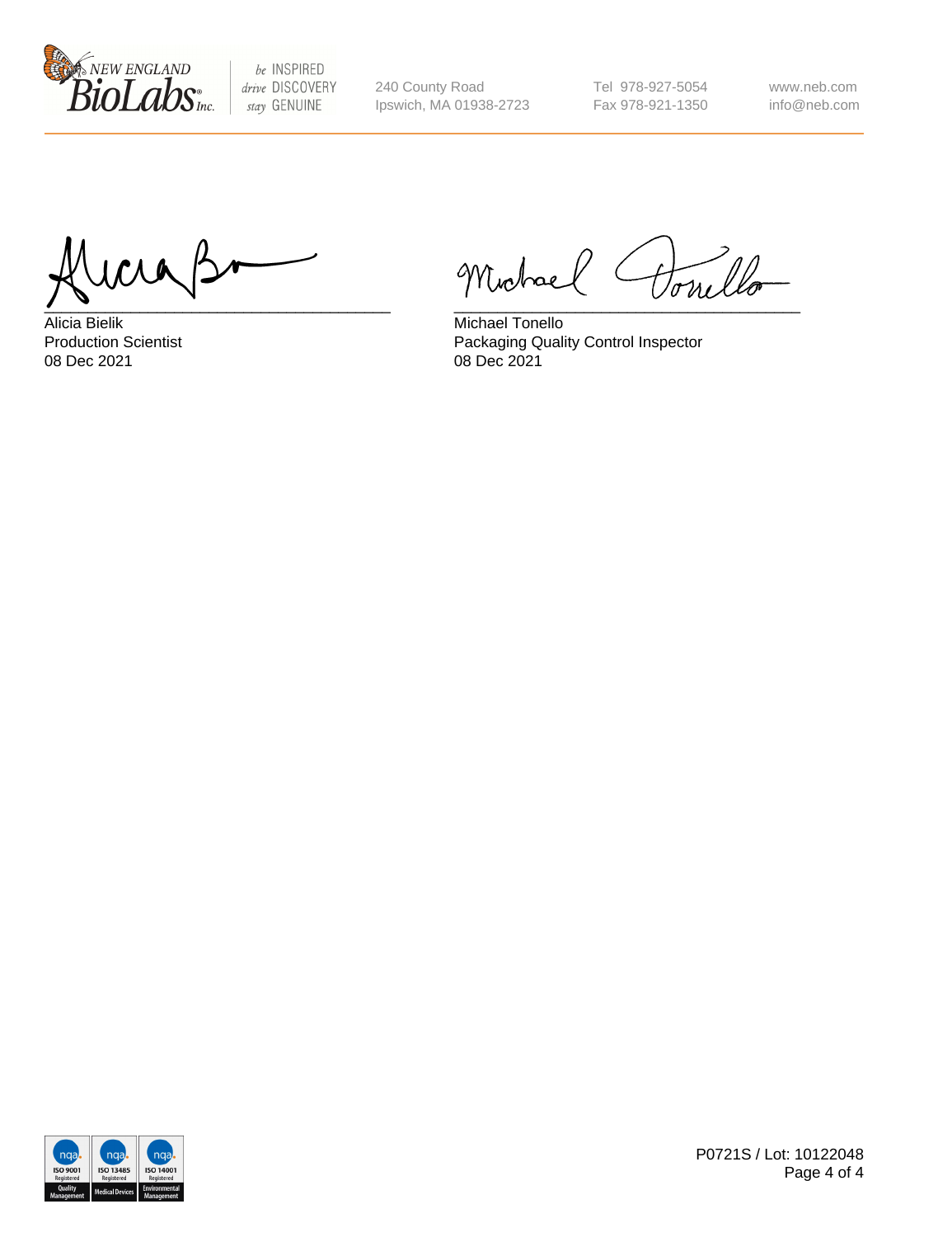Alicia Bielik
Production Scientist
08 Dec 2021

Michael Tonello
Packaging Quality Control Inspector
08 Dec 2021